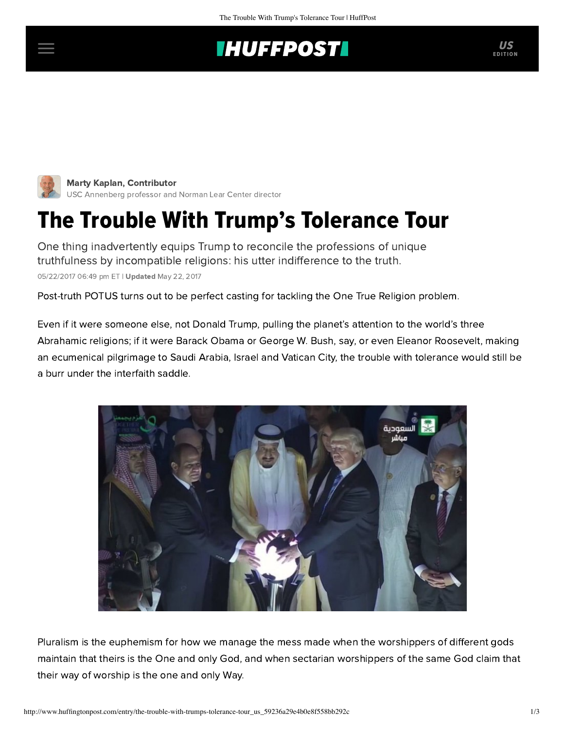Marty Kaplan, Contributor
USC Annenberg professor and Norman Lear Center director

# The Trouble With Trump's Tolerance Tour

One thing inadvertently equips Trump to reconcile the professions of unique truthfulness by incompatible religions: his utter indifference to the truth.

05/22/2017 06:49 pm ET | **Updated** May 22, 2017

Post-truth POTUS turns out to be perfect casting for tackling the One True Religion problem.

Even if it were someone else, not Donald Trump, pulling the planet's attention to the world's three Abrahamic religions; if it were Barack Obama or George W. Bush, say, or even Eleanor Roosevelt, making an ecumenical pilgrimage to Saudi Arabia, Israel and Vatican City, the trouble with tolerance would still be a burr under the interfaith saddle.

Pluralism is the euphemism for how we manage the mess made when the worshippers of different gods maintain that theirs is the One and only God, and when sectarian worshippers of the same God claim that their way of worship is the one and only Way.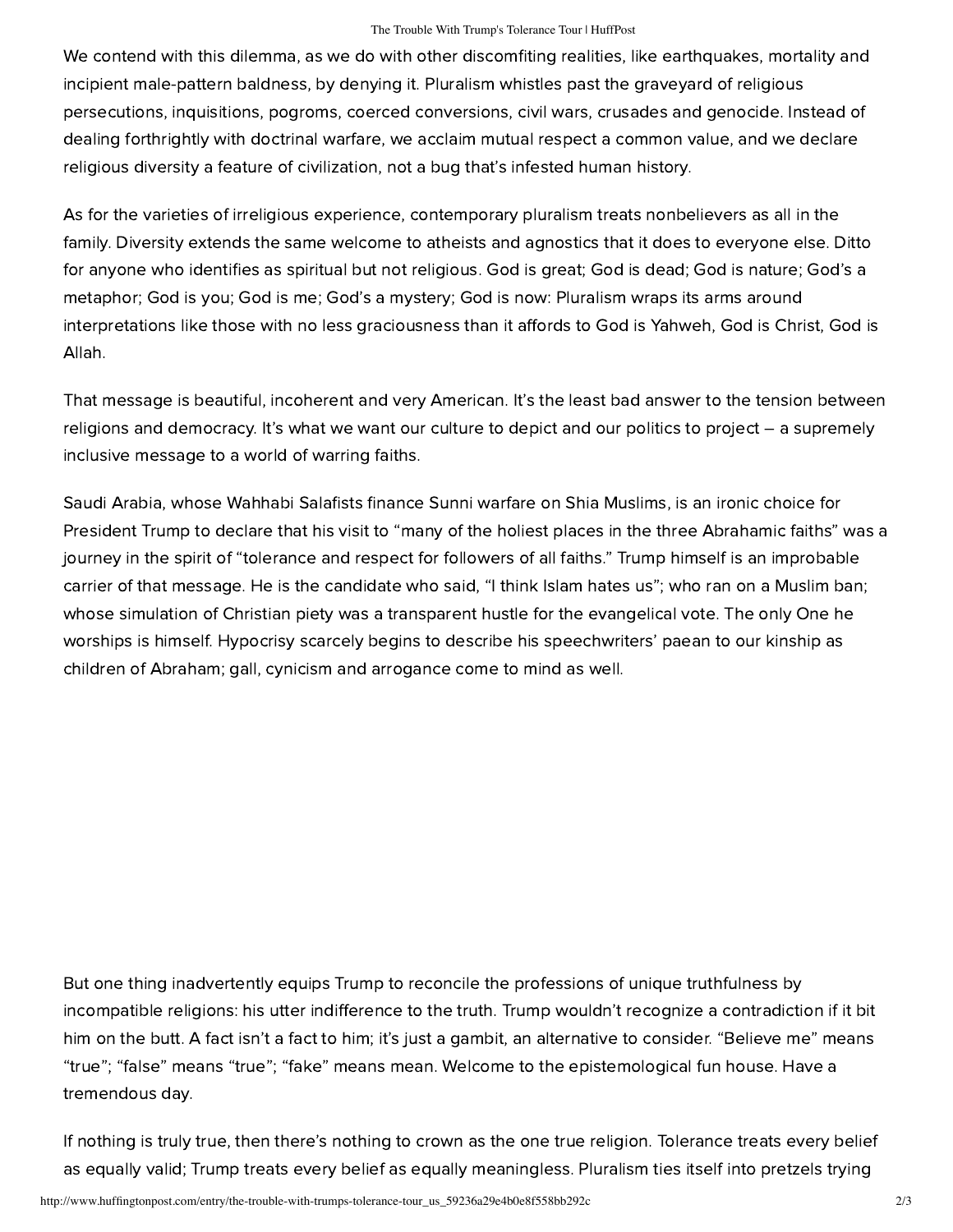We contend with this dilemma, as we do with other discomfiting realities, like earthquakes, mortality and incipient male-pattern baldness, by denying it. Pluralism whistles past the graveyard of religious persecutions, inquisitions, pogroms, coerced conversions, civil wars, crusades and genocide. Instead of dealing forthrightly with doctrinal warfare, we acclaim mutual respect a common value, and we declare religious diversity a feature of civilization, not a bug that's infested human history.

As for the varieties of irreligious experience, contemporary pluralism treats nonbelievers as all in the family. Diversity extends the same welcome to atheists and agnostics that it does to everyone else. Ditto for anyone who identifies as spiritual but not religious. God is great; God is dead; God is nature; God's a metaphor; God is you; God is me; God's a mystery; God is now: Pluralism wraps its arms around interpretations like those with no less graciousness than it affords to God is Yahweh, God is Christ, God is Allah.

That message is beautiful, incoherent and very American. It's the least bad answer to the tension between religions and democracy. It's what we want our culture to depict and our politics to project – a supremely inclusive message to a world of warring faiths.

Saudi Arabia, whose Wahhabi Salafists finance Sunni warfare on Shia Muslims, is an ironic choice for President Trump to declare that his visit to "many of the holiest places in the three Abrahamic faiths" was a journey in the spirit of "tolerance and respect for followers of all faiths." Trump himself is an improbable carrier of that message. He is the candidate who said, "I think Islam hates us"; who ran on a Muslim ban; whose simulation of Christian piety was a transparent hustle for the evangelical vote. The only One he worships is himself. Hypocrisy scarcely begins to describe his speechwriters' paean to our kinship as children of Abraham; gall, cynicism and arrogance come to mind as well.

But one thing inadvertently equips Trump to reconcile the professions of unique truthfulness by incompatible religions: his utter indifference to the truth. Trump wouldn't recognize a contradiction if it bit him on the butt. A fact isn't a fact to him; it's just a gambit, an alternative to consider. "Believe me" means "true"; "false" means "true"; "fake" means mean. Welcome to the epistemological fun house. Have a tremendous day.

If nothing is truly true, then there's nothing to crown as the one true religion. Tolerance treats every belief as equally valid; Trump treats every belief as equally meaningless. Pluralism ties itself into pretzels trying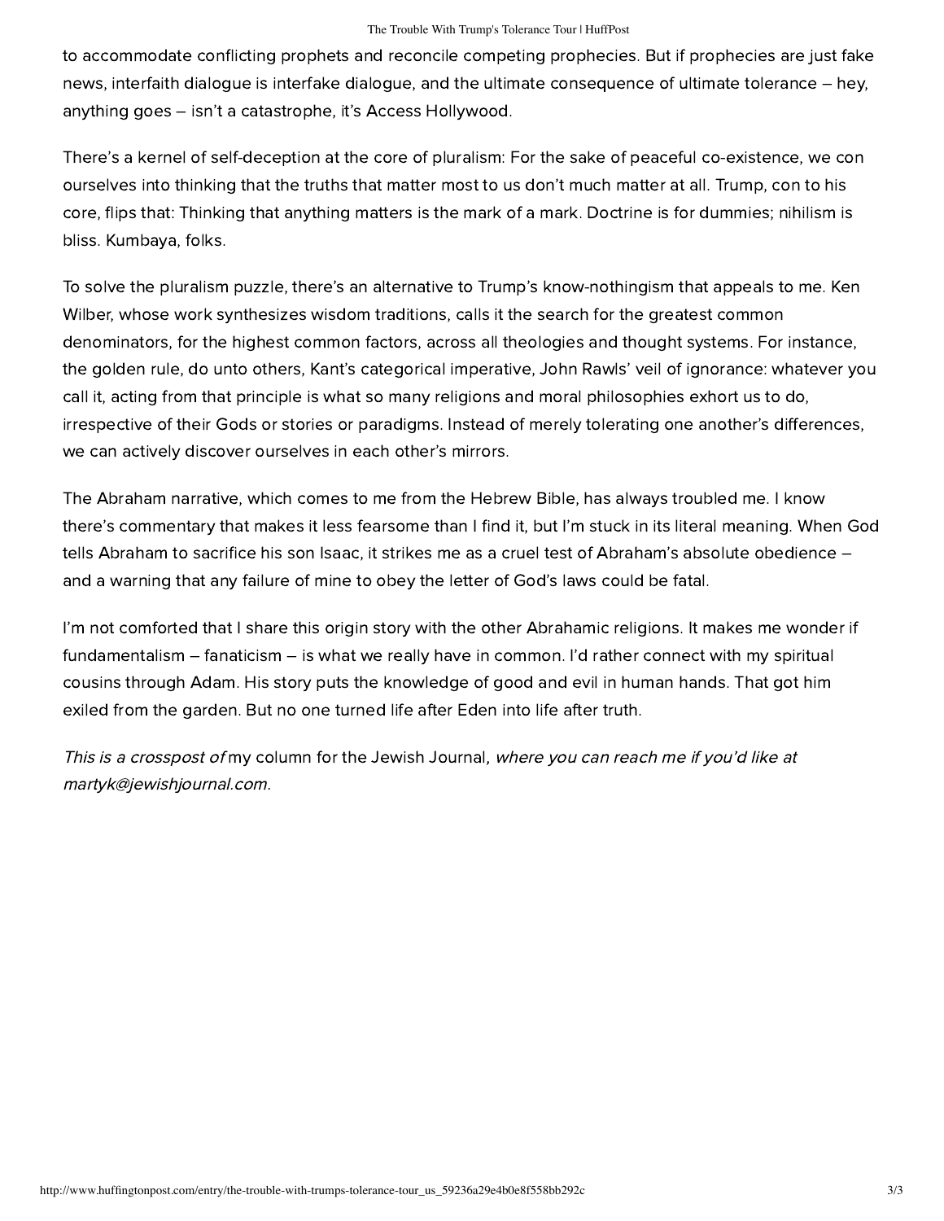to accommodate conflicting prophets and reconcile competing prophecies. But if prophecies are just fake news, interfaith dialogue is interfake dialogue, and the ultimate consequence of ultimate tolerance – hey, anything goes – isn't a catastrophe, it's Access Hollywood.

There's a kernel of self-deception at the core of pluralism: For the sake of peaceful co-existence, we con ourselves into thinking that the truths that matter most to us don't much matter at all. Trump, con to his core, flips that: Thinking that anything matters is the mark of a mark. Doctrine is for dummies; nihilism is bliss. Kumbaya, folks.

To solve the pluralism puzzle, there's an alternative to Trump's know-nothingism that appeals to me. Ken Wilber, whose work synthesizes wisdom traditions, calls it the search for the greatest common denominators, for the highest common factors, across all theologies and thought systems. For instance, the golden rule, do unto others, Kant's categorical imperative, John Rawls' veil of ignorance: whatever you call it, acting from that principle is what so many religions and moral philosophies exhort us to do, irrespective of their Gods or stories or paradigms. Instead of merely tolerating one another's differences, we can actively discover ourselves in each other's mirrors.

The Abraham narrative, which comes to me from the Hebrew Bible, has always troubled me. I know there's commentary that makes it less fearsome than I find it, but I'm stuck in its literal meaning. When God tells Abraham to sacrifice his son Isaac, it strikes me as a cruel test of Abraham's absolute obedience – and a warning that any failure of mine to obey the letter of God's laws could be fatal.

I'm not comforted that I share this origin story with the other Abrahamic religions. It makes me wonder if fundamentalism – fanaticism – is what we really have in common. I'd rather connect with my spiritual cousins through Adam. His story puts the knowledge of good and evil in human hands. That got him exiled from the garden. But no one turned life after Eden into life after truth.

*This is a crosspost of* my column for the Jewish Journal*, where you can reach me if you'd like at martyk@jewishjournal.com.*